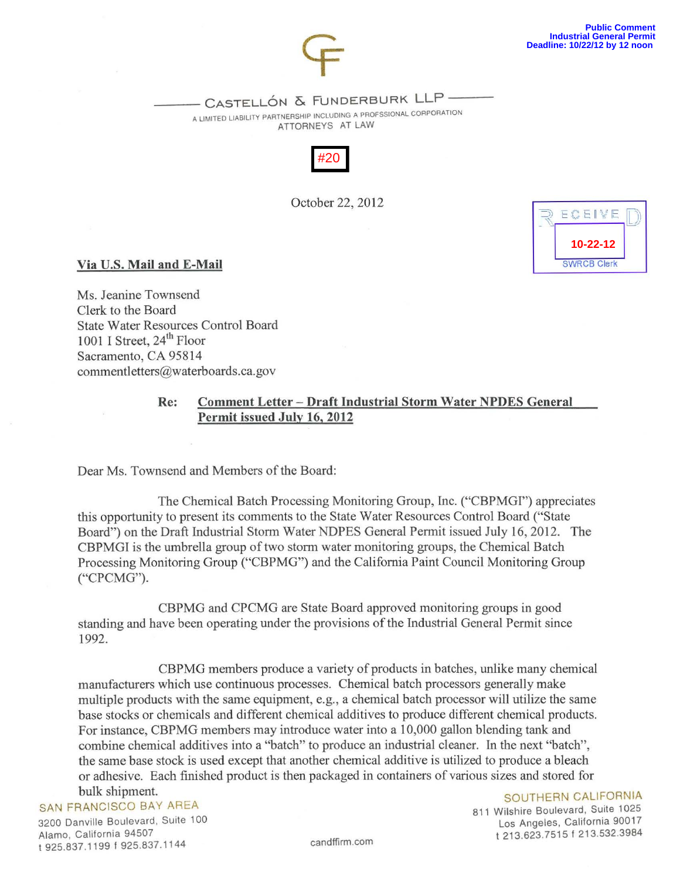Public Comment
Industrial General Permit
Deadline: 10/22/12 by 12 noon

CASTELLÓN & FUNDERBURK LLP

A LIMITED LIABILITY PARTNERSHIP INCLUDING A PROFSSIONAL CORPORATION
ATTORNEYS AT LAW

#20

October 22, 2012

RECEIVED
10-22-12
SWRCB Clerk

**Via U.S. Mail and E-Mail**

Ms. Jeanine Townsend
Clerk to the Board
State Water Resources Control Board
1001 I Street, 24th Floor
Sacramento, CA 95814
commentletters@waterboards.ca.gov

**Re: Comment Letter – Draft Industrial Storm Water NPDES General Permit issued July 16, 2012**

Dear Ms. Townsend and Members of the Board:

The Chemical Batch Processing Monitoring Group, Inc. ("CBPMGI") appreciates this opportunity to present its comments to the State Water Resources Control Board ("State Board") on the Draft Industrial Storm Water NDPES General Permit issued July 16, 2012. The CBPMGI is the umbrella group of two storm water monitoring groups, the Chemical Batch Processing Monitoring Group ("CBPMG") and the California Paint Council Monitoring Group ("CPCMG").

CBPMG and CPCMG are State Board approved monitoring groups in good standing and have been operating under the provisions of the Industrial General Permit since 1992.

CBPMG members produce a variety of products in batches, unlike many chemical manufacturers which use continuous processes. Chemical batch processors generally make multiple products with the same equipment, e.g., a chemical batch processor will utilize the same base stocks or chemicals and different chemical additives to produce different chemical products. For instance, CBPMG members may introduce water into a 10,000 gallon blending tank and combine chemical additives into a "batch" to produce an industrial cleaner. In the next "batch", the same base stock is used except that another chemical additive is utilized to produce a bleach or adhesive. Each finished product is then packaged in containers of various sizes and stored for bulk shipment.

SAN FRANCISCO BAY AREA
3200 Danville Boulevard, Suite 100
Alamo, California 94507
t 925.837.1199 f 925.837.1144

candffirm.com

SOUTHERN CALIFORNIA
811 Wilshire Boulevard, Suite 1025
Los Angeles, California 90017
t 213.623.7515 f 213.532.3984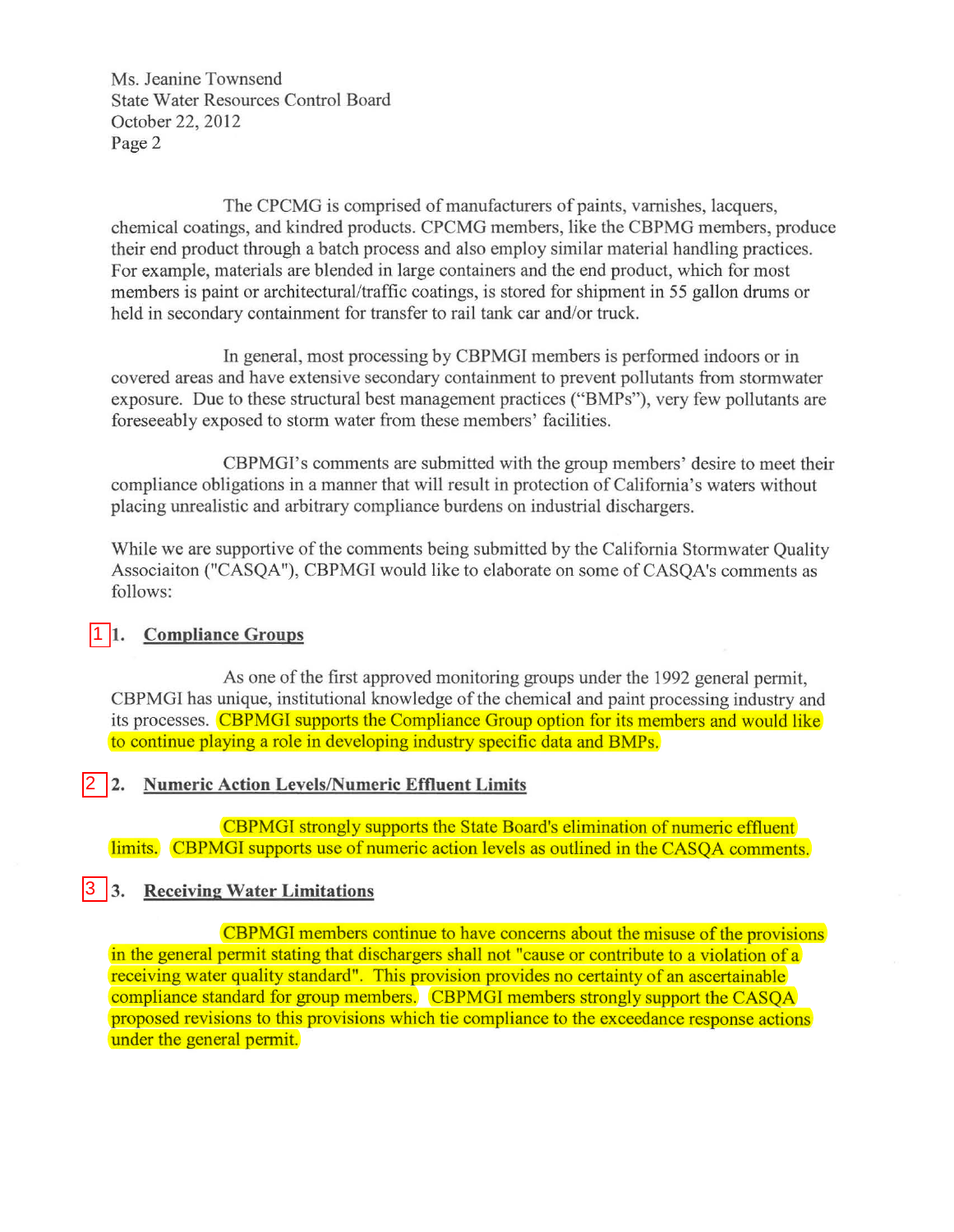Ms. Jeanine Townsend
State Water Resources Control Board
October 22, 2012

The CPCMG is comprised of manufacturers of paints, varnishes, lacquers, chemical coatings, and kindred products. CPCMG members, like the CBPMG members, produce their end product through a batch process and also employ similar material handling practices. For example, materials are blended in large containers and the end product, which for most members is paint or architectural/traffic coatings, is stored for shipment in 55 gallon drums or held in secondary containment for transfer to rail tank car and/or truck.

In general, most processing by CBPMGI members is performed indoors or in covered areas and have extensive secondary containment to prevent pollutants from stormwater exposure. Due to these structural best management practices ("BMPs"), very few pollutants are foreseeably exposed to storm water from these members' facilities.

CBPMGI's comments are submitted with the group members' desire to meet their compliance obligations in a manner that will result in protection of California's waters without placing unrealistic and arbitrary compliance burdens on industrial dischargers.

While we are supportive of the comments being submitted by the California Stormwater Quality Associaiton ("CASQA"), CBPMGI would like to elaborate on some of CASQA's comments as follows:

1 **1. Compliance Groups**

As one of the first approved monitoring groups under the 1992 general permit, CBPMGI has unique, institutional knowledge of the chemical and paint processing industry and its processes. CBPMGI supports the Compliance Group option for its members and would like to continue playing a role in developing industry specific data and BMPs.

2 **2. Numeric Action Levels/Numeric Effluent Limits**

CBPMGI strongly supports the State Board's elimination of numeric effluent limits. CBPMGI supports use of numeric action levels as outlined in the CASQA comments.

3 **3. Receiving Water Limitations**

CBPMGI members continue to have concerns about the misuse of the provisions in the general permit stating that dischargers shall not "cause or contribute to a violation of a receiving water quality standard". This provision provides no certainty of an ascertainable compliance standard for group members. CBPMGI members strongly support the CASQA proposed revisions to this provisions which tie compliance to the exceedance response actions under the general permit.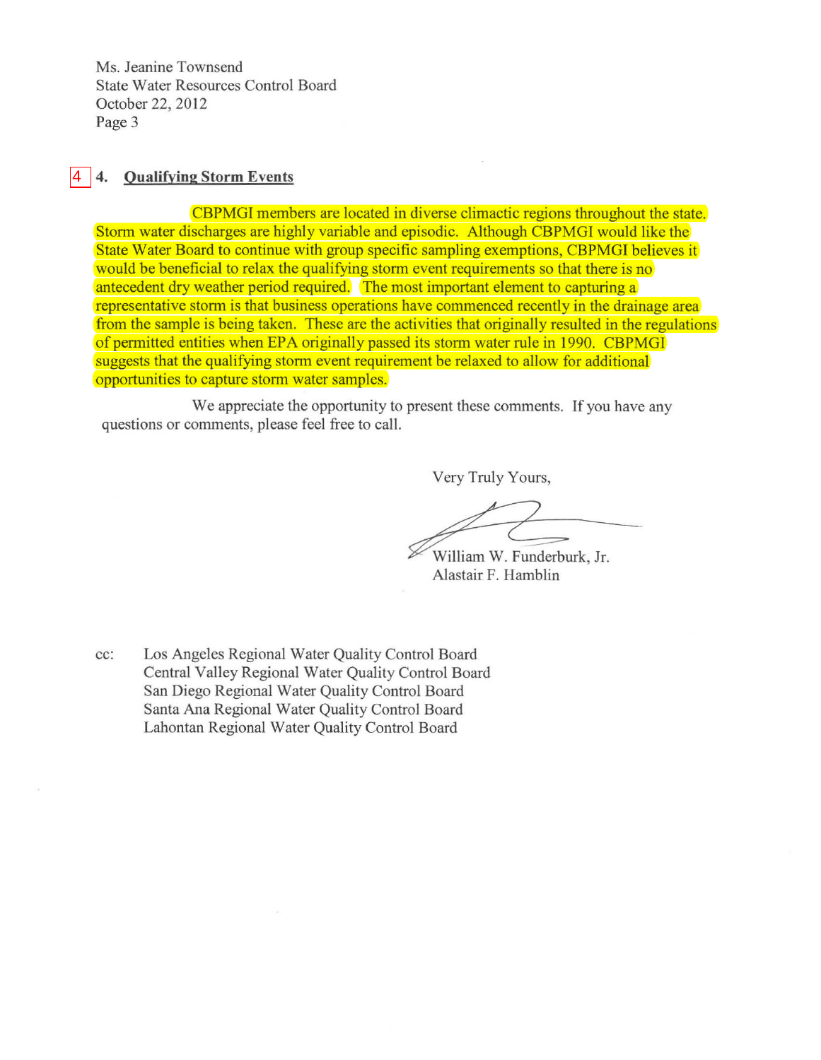Ms. Jeanine Townsend
State Water Resources Control Board
October 22, 2012
Page 3

4 **4. Qualifying Storm Events**

CBPMGI members are located in diverse climactic regions throughout the state. Storm water discharges are highly variable and episodic. Although CBPMGI would like the State Water Board to continue with group specific sampling exemptions, CBPMGI believes it would be beneficial to relax the qualifying storm event requirements so that there is no antecedent dry weather period required. The most important element to capturing a representative storm is that business operations have commenced recently in the drainage area from the sample is being taken. These are the activities that originally resulted in the regulations of permitted entities when EPA originally passed its storm water rule in 1990. CBPMGI suggests that the qualifying storm event requirement be relaxed to allow for additional opportunities to capture storm water samples.

We appreciate the opportunity to present these comments. If you have any questions or comments, please feel free to call.

Very Truly Yours,

William W. Funderburk, Jr.
Alastair F. Hamblin

cc: Los Angeles Regional Water Quality Control Board
Central Valley Regional Water Quality Control Board
San Diego Regional Water Quality Control Board
Santa Ana Regional Water Quality Control Board
Lahontan Regional Water Quality Control Board